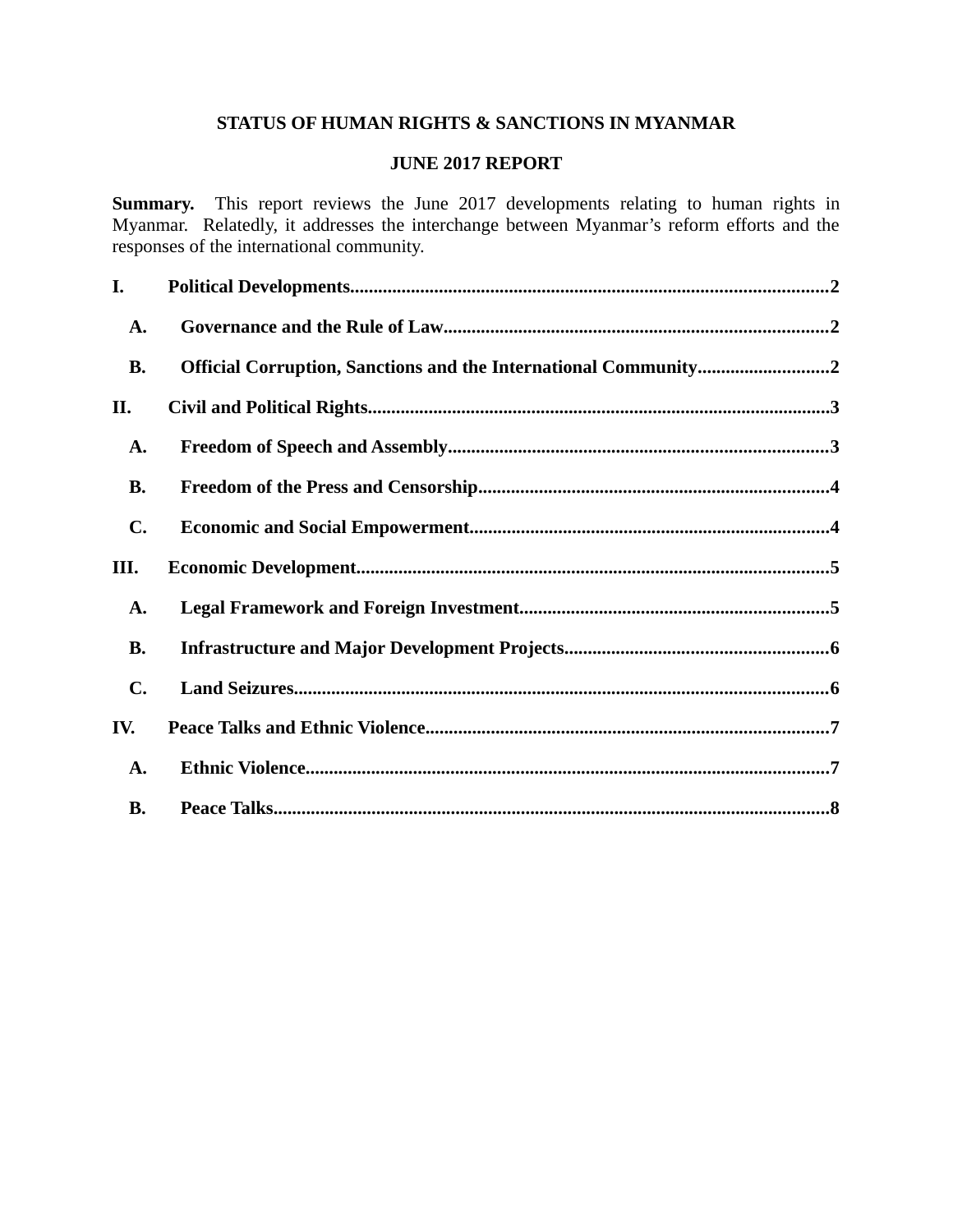**STATUS OF HUMAN RIGHTS & SANCTIONS IN MYANMAR**

**JUNE 2017 REPORT**

**Summary.** This report reviews the June 2017 developments relating to human rights in Myanmar. Relatedly, it addresses the interchange between Myanmar's reform efforts and the responses of the international community.

**I. Political Developments....................................................................................................2**

- **A. Governance and the Rule of Law.................................................................................2**
- **B. Official Corruption, Sanctions and the International Community...........................2**

**II. Civil and Political Rights..................................................................................................3**

- **A. Freedom of Speech and Assembly................................................................................3**
- **B. Freedom of the Press and Censorship..........................................................................4**
- **C. Economic and Social Empowerment............................................................................4**

**III. Economic Development....................................................................................................5**

- **A. Legal Framework and Foreign Investment.................................................................5**
- **B. Infrastructure and Major Development Projects.......................................................6**
- **C. Land Seizures.................................................................................................................6**

**IV. Peace Talks and Ethnic Violence.....................................................................................7**

- **A. Ethnic Violence...............................................................................................................7**
- **B. Peace Talks......................................................................................................................8**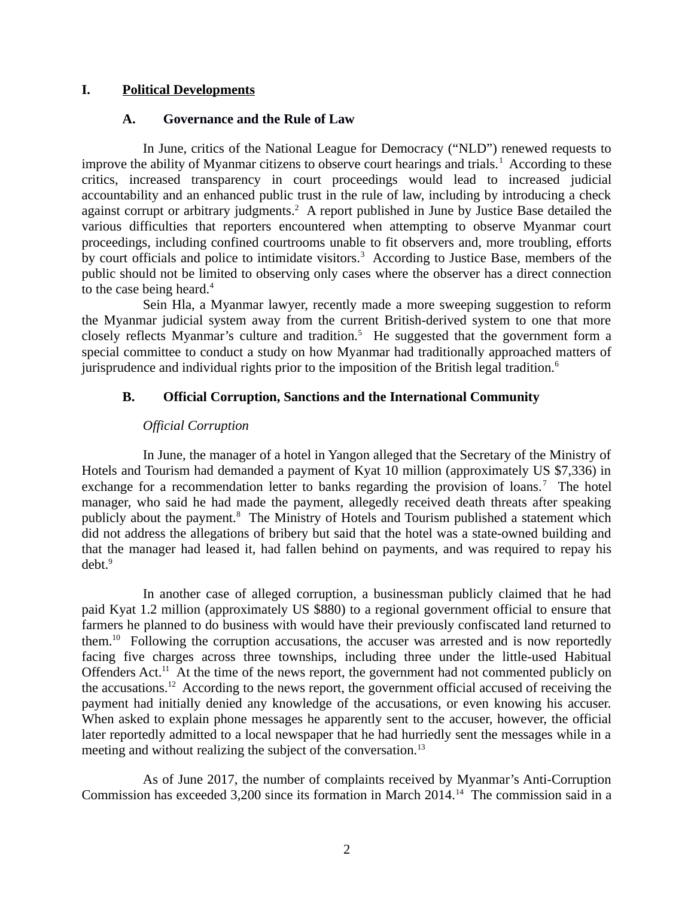# I. Political Developments

## A. Governance and the Rule of Law

In June, critics of the National League for Democracy ("NLD") renewed requests to improve the ability of Myanmar citizens to observe court hearings and trials.[1] According to these critics, increased transparency in court proceedings would lead to increased judicial accountability and an enhanced public trust in the rule of law, including by introducing a check against corrupt or arbitrary judgments.[2] A report published in June by Justice Base detailed the various difficulties that reporters encountered when attempting to observe Myanmar court proceedings, including confined courtrooms unable to fit observers and, more troubling, efforts by court officials and police to intimidate visitors.[3] According to Justice Base, members of the public should not be limited to observing only cases where the observer has a direct connection to the case being heard.[4]

Sein Hla, a Myanmar lawyer, recently made a more sweeping suggestion to reform the Myanmar judicial system away from the current British-derived system to one that more closely reflects Myanmar's culture and tradition.[5] He suggested that the government form a special committee to conduct a study on how Myanmar had traditionally approached matters of jurisprudence and individual rights prior to the imposition of the British legal tradition.[6]

## B. Official Corruption, Sanctions and the International Community

*Official Corruption*

In June, the manager of a hotel in Yangon alleged that the Secretary of the Ministry of Hotels and Tourism had demanded a payment of Kyat 10 million (approximately US $7,336) in exchange for a recommendation letter to banks regarding the provision of loans.[7] The hotel manager, who said he had made the payment, allegedly received death threats after speaking publicly about the payment.[8] The Ministry of Hotels and Tourism published a statement which did not address the allegations of bribery but said that the hotel was a state-owned building and that the manager had leased it, had fallen behind on payments, and was required to repay his debt.[9]

In another case of alleged corruption, a businessman publicly claimed that he had paid Kyat 1.2 million (approximately US $880) to a regional government official to ensure that farmers he planned to do business with would have their previously confiscated land returned to them.[10] Following the corruption accusations, the accuser was arrested and is now reportedly facing five charges across three townships, including three under the little-used Habitual Offenders Act.[11] At the time of the news report, the government had not commented publicly on the accusations.[12] According to the news report, the government official accused of receiving the payment had initially denied any knowledge of the accusations, or even knowing his accuser. When asked to explain phone messages he apparently sent to the accuser, however, the official later reportedly admitted to a local newspaper that he had hurriedly sent the messages while in a meeting and without realizing the subject of the conversation.[13]

As of June 2017, the number of complaints received by Myanmar's Anti-Corruption Commission has exceeded 3,200 since its formation in March 2014.[14] The commission said in a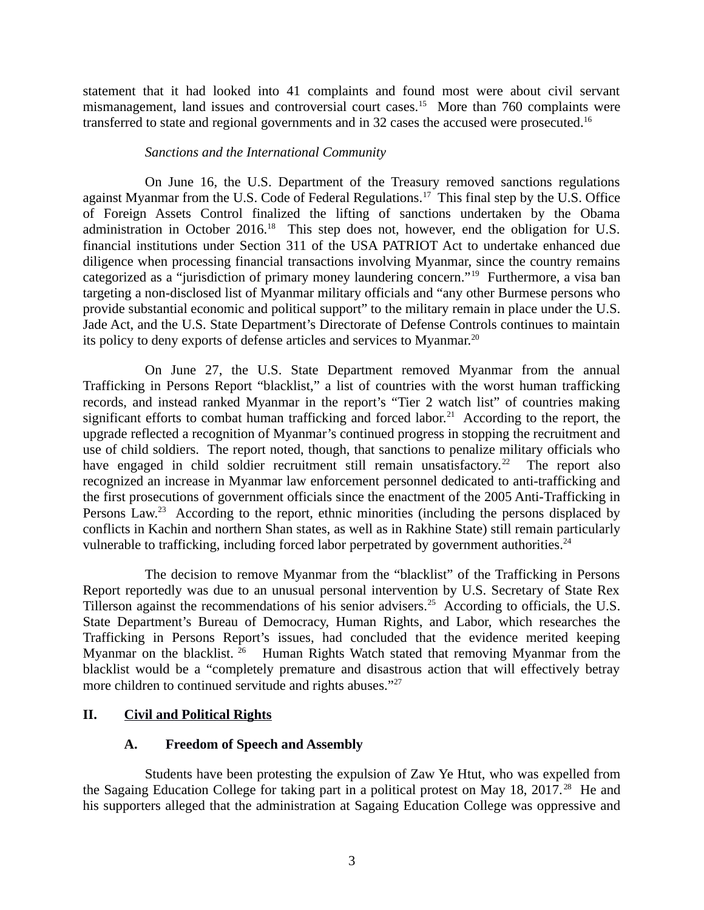statement that it had looked into 41 complaints and found most were about civil servant mismanagement, land issues and controversial court cases.[15] More than 760 complaints were transferred to state and regional governments and in 32 cases the accused were prosecuted.[16]

*Sanctions and the International Community*

On June 16, the U.S. Department of the Treasury removed sanctions regulations against Myanmar from the U.S. Code of Federal Regulations.[17] This final step by the U.S. Office of Foreign Assets Control finalized the lifting of sanctions undertaken by the Obama administration in October 2016.[18] This step does not, however, end the obligation for U.S. financial institutions under Section 311 of the USA PATRIOT Act to undertake enhanced due diligence when processing financial transactions involving Myanmar, since the country remains categorized as a "jurisdiction of primary money laundering concern."[19] Furthermore, a visa ban targeting a non-disclosed list of Myanmar military officials and "any other Burmese persons who provide substantial economic and political support" to the military remain in place under the U.S. Jade Act, and the U.S. State Department's Directorate of Defense Controls continues to maintain its policy to deny exports of defense articles and services to Myanmar.[20]

On June 27, the U.S. State Department removed Myanmar from the annual Trafficking in Persons Report "blacklist," a list of countries with the worst human trafficking records, and instead ranked Myanmar in the report's "Tier 2 watch list" of countries making significant efforts to combat human trafficking and forced labor.[21] According to the report, the upgrade reflected a recognition of Myanmar's continued progress in stopping the recruitment and use of child soldiers. The report noted, though, that sanctions to penalize military officials who have engaged in child soldier recruitment still remain unsatisfactory.[22] The report also recognized an increase in Myanmar law enforcement personnel dedicated to anti-trafficking and the first prosecutions of government officials since the enactment of the 2005 Anti-Trafficking in Persons Law.[23] According to the report, ethnic minorities (including the persons displaced by conflicts in Kachin and northern Shan states, as well as in Rakhine State) still remain particularly vulnerable to trafficking, including forced labor perpetrated by government authorities.[24]

The decision to remove Myanmar from the "blacklist" of the Trafficking in Persons Report reportedly was due to an unusual personal intervention by U.S. Secretary of State Rex Tillerson against the recommendations of his senior advisers.[25] According to officials, the U.S. State Department's Bureau of Democracy, Human Rights, and Labor, which researches the Trafficking in Persons Report's issues, had concluded that the evidence merited keeping Myanmar on the blacklist.[26] Human Rights Watch stated that removing Myanmar from the blacklist would be a "completely premature and disastrous action that will effectively betray more children to continued servitude and rights abuses."[27]

## II. Civil and Political Rights

### A. Freedom of Speech and Assembly

Students have been protesting the expulsion of Zaw Ye Htut, who was expelled from the Sagaing Education College for taking part in a political protest on May 18, 2017.[28] He and his supporters alleged that the administration at Sagaing Education College was oppressive and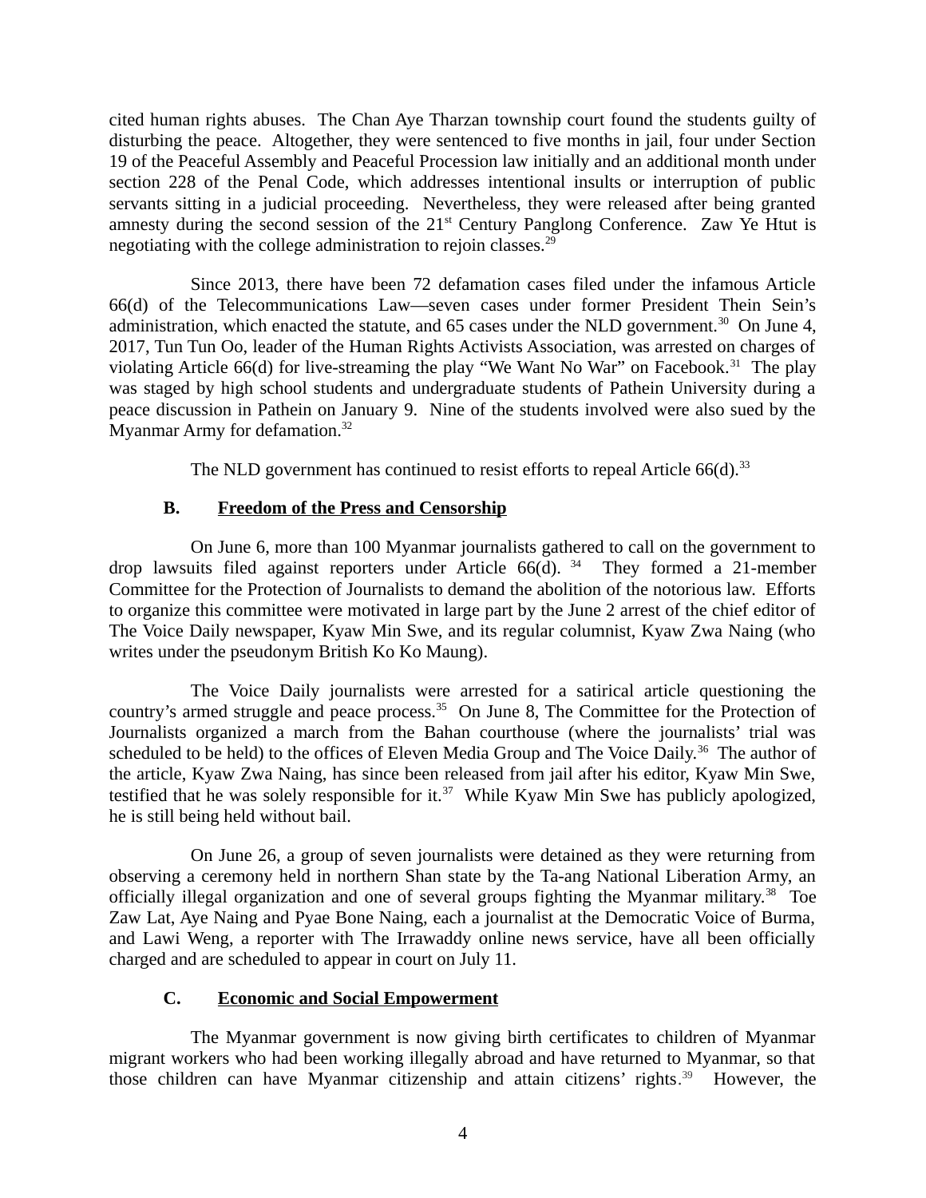cited human rights abuses. The Chan Aye Tharzan township court found the students guilty of disturbing the peace. Altogether, they were sentenced to five months in jail, four under Section 19 of the Peaceful Assembly and Peaceful Procession law initially and an additional month under section 228 of the Penal Code, which addresses intentional insults or interruption of public servants sitting in a judicial proceeding. Nevertheless, they were released after being granted amnesty during the second session of the 21st Century Panglong Conference. Zaw Ye Htut is negotiating with the college administration to rejoin classes.[29]

Since 2013, there have been 72 defamation cases filed under the infamous Article 66(d) of the Telecommunications Law—seven cases under former President Thein Sein's administration, which enacted the statute, and 65 cases under the NLD government.[30] On June 4, 2017, Tun Tun Oo, leader of the Human Rights Activists Association, was arrested on charges of violating Article 66(d) for live-streaming the play "We Want No War" on Facebook.[31] The play was staged by high school students and undergraduate students of Pathein University during a peace discussion in Pathein on January 9. Nine of the students involved were also sued by the Myanmar Army for defamation.[32]

The NLD government has continued to resist efforts to repeal Article 66(d).[33]

### B. Freedom of the Press and Censorship

On June 6, more than 100 Myanmar journalists gathered to call on the government to drop lawsuits filed against reporters under Article 66(d).[34] They formed a 21-member Committee for the Protection of Journalists to demand the abolition of the notorious law. Efforts to organize this committee were motivated in large part by the June 2 arrest of the chief editor of The Voice Daily newspaper, Kyaw Min Swe, and its regular columnist, Kyaw Zwa Naing (who writes under the pseudonym British Ko Ko Maung).

The Voice Daily journalists were arrested for a satirical article questioning the country's armed struggle and peace process.[35] On June 8, The Committee for the Protection of Journalists organized a march from the Bahan courthouse (where the journalists' trial was scheduled to be held) to the offices of Eleven Media Group and The Voice Daily.[36] The author of the article, Kyaw Zwa Naing, has since been released from jail after his editor, Kyaw Min Swe, testified that he was solely responsible for it.[37] While Kyaw Min Swe has publicly apologized, he is still being held without bail.

On June 26, a group of seven journalists were detained as they were returning from observing a ceremony held in northern Shan state by the Ta-ang National Liberation Army, an officially illegal organization and one of several groups fighting the Myanmar military.[38] Toe Zaw Lat, Aye Naing and Pyae Bone Naing, each a journalist at the Democratic Voice of Burma, and Lawi Weng, a reporter with The Irrawaddy online news service, have all been officially charged and are scheduled to appear in court on July 11.

### C. Economic and Social Empowerment

The Myanmar government is now giving birth certificates to children of Myanmar migrant workers who had been working illegally abroad and have returned to Myanmar, so that those children can have Myanmar citizenship and attain citizens' rights.[39] However, the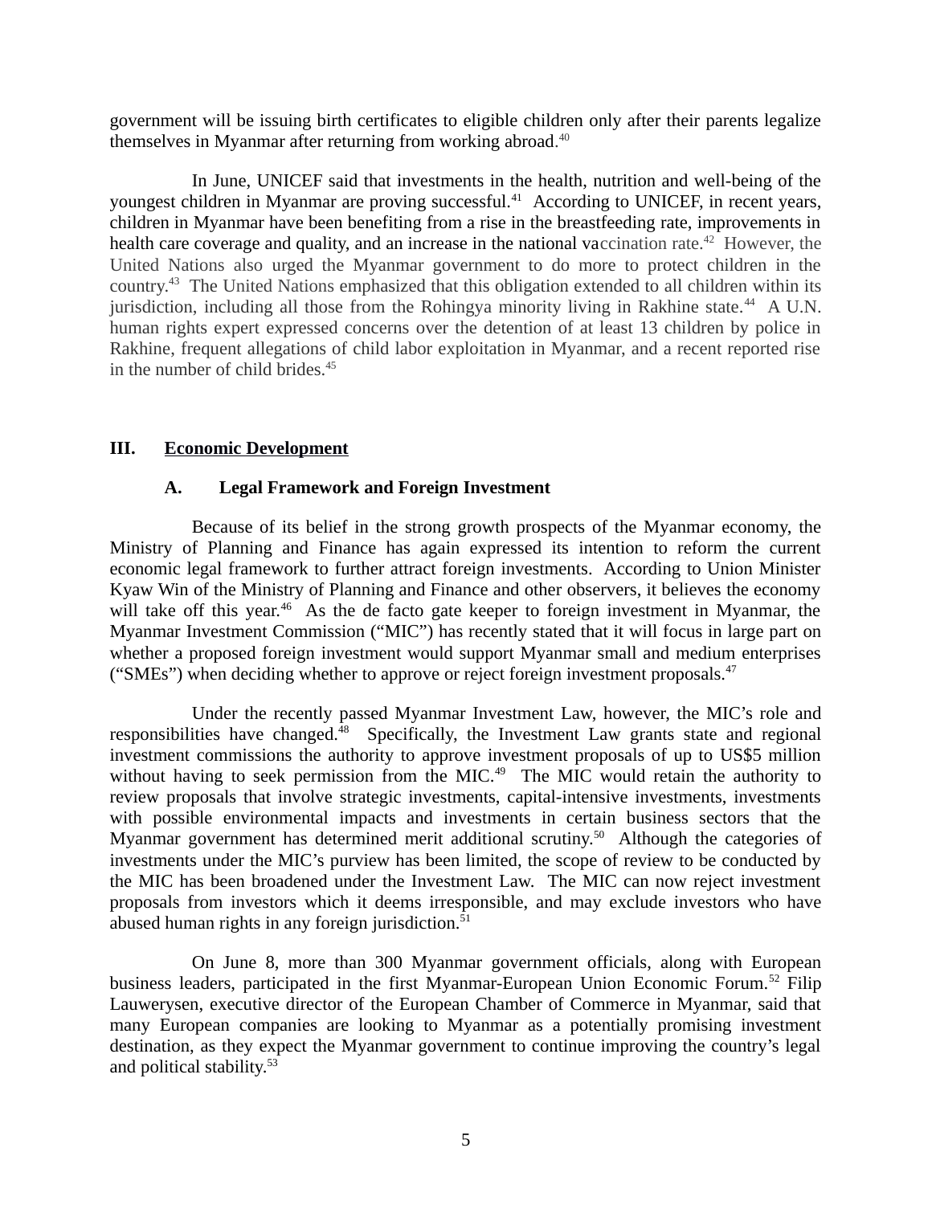government will be issuing birth certificates to eligible children only after their parents legalize themselves in Myanmar after returning from working abroad.[40]

In June, UNICEF said that investments in the health, nutrition and well-being of the youngest children in Myanmar are proving successful.[41] According to UNICEF, in recent years, children in Myanmar have been benefiting from a rise in the breastfeeding rate, improvements in health care coverage and quality, and an increase in the national vaccination rate.[42] However, the United Nations also urged the Myanmar government to do more to protect children in the country.[43] The United Nations emphasized that this obligation extended to all children within its jurisdiction, including all those from the Rohingya minority living in Rakhine state.[44] A U.N. human rights expert expressed concerns over the detention of at least 13 children by police in Rakhine, frequent allegations of child labor exploitation in Myanmar, and a recent reported rise in the number of child brides.[45]

## III. Economic Development

### A. Legal Framework and Foreign Investment

Because of its belief in the strong growth prospects of the Myanmar economy, the Ministry of Planning and Finance has again expressed its intention to reform the current economic legal framework to further attract foreign investments. According to Union Minister Kyaw Win of the Ministry of Planning and Finance and other observers, it believes the economy will take off this year.[46] As the de facto gate keeper to foreign investment in Myanmar, the Myanmar Investment Commission ("MIC") has recently stated that it will focus in large part on whether a proposed foreign investment would support Myanmar small and medium enterprises ("SMEs") when deciding whether to approve or reject foreign investment proposals.[47]

Under the recently passed Myanmar Investment Law, however, the MIC's role and responsibilities have changed.[48] Specifically, the Investment Law grants state and regional investment commissions the authority to approve investment proposals of up to US$5 million without having to seek permission from the MIC.[49] The MIC would retain the authority to review proposals that involve strategic investments, capital-intensive investments, investments with possible environmental impacts and investments in certain business sectors that the Myanmar government has determined merit additional scrutiny.[50] Although the categories of investments under the MIC's purview has been limited, the scope of review to be conducted by the MIC has been broadened under the Investment Law. The MIC can now reject investment proposals from investors which it deems irresponsible, and may exclude investors who have abused human rights in any foreign jurisdiction.[51]

On June 8, more than 300 Myanmar government officials, along with European business leaders, participated in the first Myanmar-European Union Economic Forum.[52] Filip Lauwerysen, executive director of the European Chamber of Commerce in Myanmar, said that many European companies are looking to Myanmar as a potentially promising investment destination, as they expect the Myanmar government to continue improving the country's legal and political stability.[53]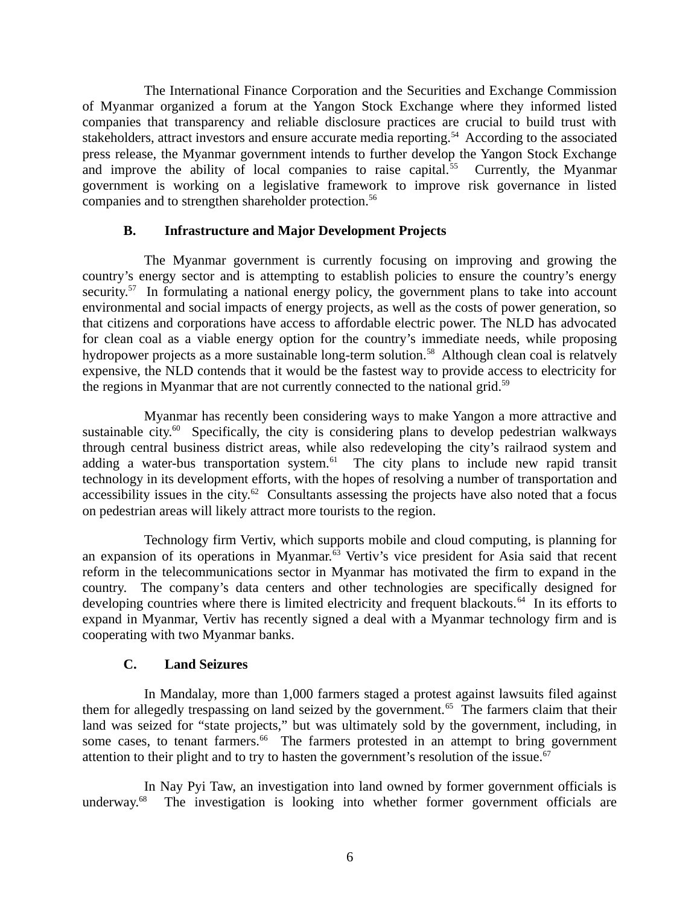The International Finance Corporation and the Securities and Exchange Commission of Myanmar organized a forum at the Yangon Stock Exchange where they informed listed companies that transparency and reliable disclosure practices are crucial to build trust with stakeholders, attract investors and ensure accurate media reporting.[54] According to the associated press release, the Myanmar government intends to further develop the Yangon Stock Exchange and improve the ability of local companies to raise capital.[55] Currently, the Myanmar government is working on a legislative framework to improve risk governance in listed companies and to strengthen shareholder protection.[56]

### B. Infrastructure and Major Development Projects

The Myanmar government is currently focusing on improving and growing the country's energy sector and is attempting to establish policies to ensure the country's energy security.[57] In formulating a national energy policy, the government plans to take into account environmental and social impacts of energy projects, as well as the costs of power generation, so that citizens and corporations have access to affordable electric power. The NLD has advocated for clean coal as a viable energy option for the country's immediate needs, while proposing hydropower projects as a more sustainable long-term solution.[58] Although clean coal is relatvely expensive, the NLD contends that it would be the fastest way to provide access to electricity for the regions in Myanmar that are not currently connected to the national grid.[59]

Myanmar has recently been considering ways to make Yangon a more attractive and sustainable city.[60] Specifically, the city is considering plans to develop pedestrian walkways through central business district areas, while also redeveloping the city's railraod system and adding a water-bus transportation system.[61] The city plans to include new rapid transit technology in its development efforts, with the hopes of resolving a number of transportation and accessibility issues in the city.[62] Consultants assessing the projects have also noted that a focus on pedestrian areas will likely attract more tourists to the region.

Technology firm Vertiv, which supports mobile and cloud computing, is planning for an expansion of its operations in Myanmar.[63] Vertiv's vice president for Asia said that recent reform in the telecommunications sector in Myanmar has motivated the firm to expand in the country. The company's data centers and other technologies are specifically designed for developing countries where there is limited electricity and frequent blackouts.[64] In its efforts to expand in Myanmar, Vertiv has recently signed a deal with a Myanmar technology firm and is cooperating with two Myanmar banks.

### C. Land Seizures

In Mandalay, more than 1,000 farmers staged a protest against lawsuits filed against them for allegedly trespassing on land seized by the government.[65] The farmers claim that their land was seized for "state projects," but was ultimately sold by the government, including, in some cases, to tenant farmers.[66] The farmers protested in an attempt to bring government attention to their plight and to try to hasten the government's resolution of the issue.[67]

In Nay Pyi Taw, an investigation into land owned by former government officials is underway.[68] The investigation is looking into whether former government officials are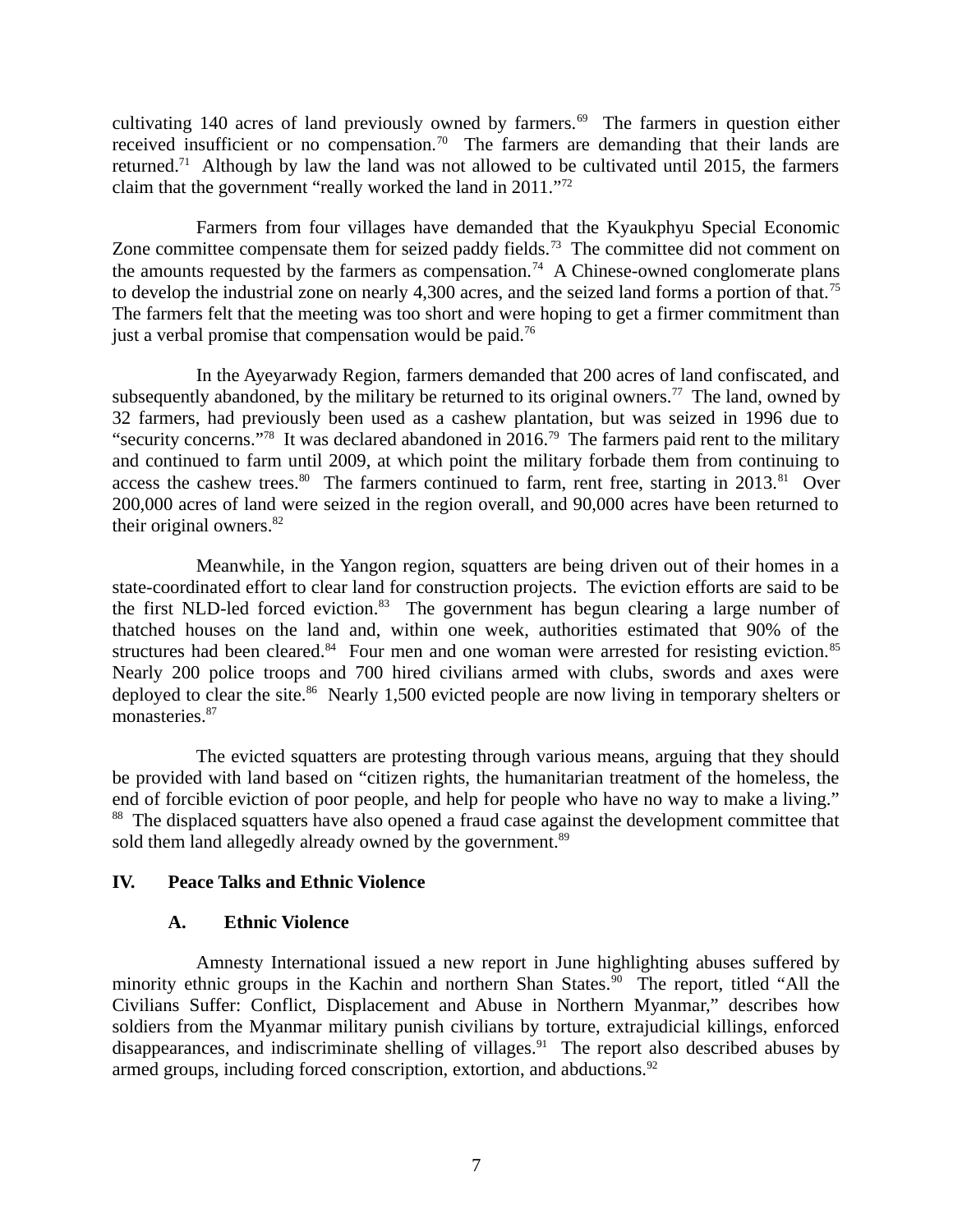cultivating 140 acres of land previously owned by farmers.[69] The farmers in question either received insufficient or no compensation.[70] The farmers are demanding that their lands are returned.[71] Although by law the land was not allowed to be cultivated until 2015, the farmers claim that the government "really worked the land in 2011."[72]

Farmers from four villages have demanded that the Kyaukphyu Special Economic Zone committee compensate them for seized paddy fields.[73] The committee did not comment on the amounts requested by the farmers as compensation.[74] A Chinese-owned conglomerate plans to develop the industrial zone on nearly 4,300 acres, and the seized land forms a portion of that.[75] The farmers felt that the meeting was too short and were hoping to get a firmer commitment than just a verbal promise that compensation would be paid.[76]

In the Ayeyarwady Region, farmers demanded that 200 acres of land confiscated, and subsequently abandoned, by the military be returned to its original owners.[77] The land, owned by 32 farmers, had previously been used as a cashew plantation, but was seized in 1996 due to "security concerns."[78] It was declared abandoned in 2016.[79] The farmers paid rent to the military and continued to farm until 2009, at which point the military forbade them from continuing to access the cashew trees.[80] The farmers continued to farm, rent free, starting in 2013.[81] Over 200,000 acres of land were seized in the region overall, and 90,000 acres have been returned to their original owners.[82]

Meanwhile, in the Yangon region, squatters are being driven out of their homes in a state-coordinated effort to clear land for construction projects. The eviction efforts are said to be the first NLD-led forced eviction.[83] The government has begun clearing a large number of thatched houses on the land and, within one week, authorities estimated that 90% of the structures had been cleared.[84] Four men and one woman were arrested for resisting eviction.[85] Nearly 200 police troops and 700 hired civilians armed with clubs, swords and axes were deployed to clear the site.[86] Nearly 1,500 evicted people are now living in temporary shelters or monasteries.[87]

The evicted squatters are protesting through various means, arguing that they should be provided with land based on "citizen rights, the humanitarian treatment of the homeless, the end of forcible eviction of poor people, and help for people who have no way to make a living."[88] The displaced squatters have also opened a fraud case against the development committee that sold them land allegedly already owned by the government.[89]

## IV. Peace Talks and Ethnic Violence

### A. Ethnic Violence

Amnesty International issued a new report in June highlighting abuses suffered by minority ethnic groups in the Kachin and northern Shan States.[90] The report, titled "All the Civilians Suffer: Conflict, Displacement and Abuse in Northern Myanmar," describes how soldiers from the Myanmar military punish civilians by torture, extrajudicial killings, enforced disappearances, and indiscriminate shelling of villages.[91] The report also described abuses by armed groups, including forced conscription, extortion, and abductions.[92]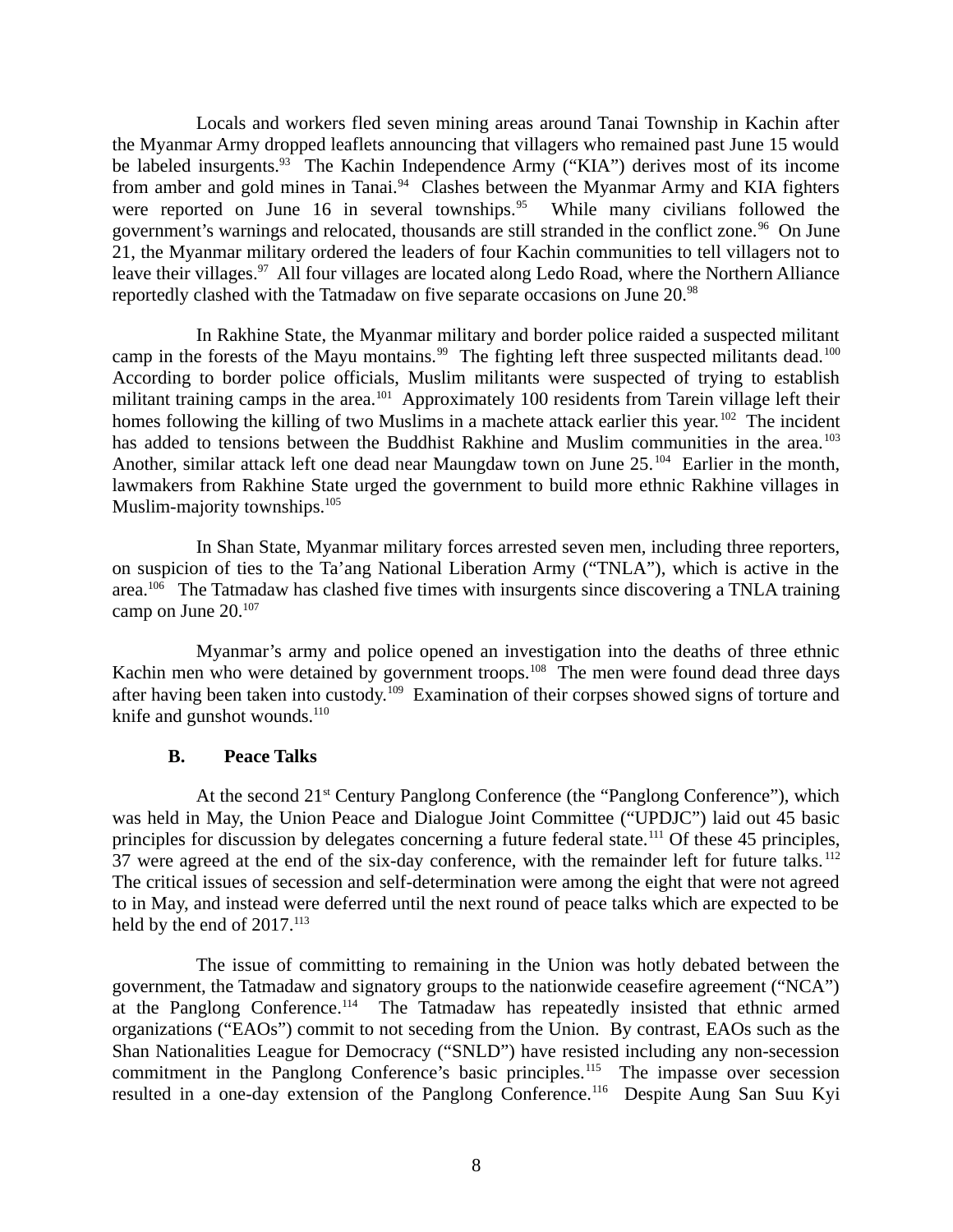Locals and workers fled seven mining areas around Tanai Township in Kachin after the Myanmar Army dropped leaflets announcing that villagers who remained past June 15 would be labeled insurgents.[93] The Kachin Independence Army ("KIA") derives most of its income from amber and gold mines in Tanai.[94] Clashes between the Myanmar Army and KIA fighters were reported on June 16 in several townships.[95] While many civilians followed the government's warnings and relocated, thousands are still stranded in the conflict zone.[96] On June 21, the Myanmar military ordered the leaders of four Kachin communities to tell villagers not to leave their villages.[97] All four villages are located along Ledo Road, where the Northern Alliance reportedly clashed with the Tatmadaw on five separate occasions on June 20.[98]

In Rakhine State, the Myanmar military and border police raided a suspected militant camp in the forests of the Mayu montains.[99] The fighting left three suspected militants dead.[100] According to border police officials, Muslim militants were suspected of trying to establish militant training camps in the area.[101] Approximately 100 residents from Tarein village left their homes following the killing of two Muslims in a machete attack earlier this year.[102] The incident has added to tensions between the Buddhist Rakhine and Muslim communities in the area.[103] Another, similar attack left one dead near Maungdaw town on June 25.[104] Earlier in the month, lawmakers from Rakhine State urged the government to build more ethnic Rakhine villages in Muslim-majority townships.[105]

In Shan State, Myanmar military forces arrested seven men, including three reporters, on suspicion of ties to the Ta'ang National Liberation Army ("TNLA"), which is active in the area.[106] The Tatmadaw has clashed five times with insurgents since discovering a TNLA training camp on June 20.[107]

Myanmar's army and police opened an investigation into the deaths of three ethnic Kachin men who were detained by government troops.[108] The men were found dead three days after having been taken into custody.[109] Examination of their corpses showed signs of torture and knife and gunshot wounds.[110]

### B. Peace Talks

At the second 21st Century Panglong Conference (the "Panglong Conference"), which was held in May, the Union Peace and Dialogue Joint Committee ("UPDJC") laid out 45 basic principles for discussion by delegates concerning a future federal state.[111] Of these 45 principles, 37 were agreed at the end of the six-day conference, with the remainder left for future talks.[112] The critical issues of secession and self-determination were among the eight that were not agreed to in May, and instead were deferred until the next round of peace talks which are expected to be held by the end of 2017.[113]

The issue of committing to remaining in the Union was hotly debated between the government, the Tatmadaw and signatory groups to the nationwide ceasefire agreement ("NCA") at the Panglong Conference.[114] The Tatmadaw has repeatedly insisted that ethnic armed organizations ("EAOs") commit to not seceding from the Union. By contrast, EAOs such as the Shan Nationalities League for Democracy ("SNLD") have resisted including any non-secession commitment in the Panglong Conference's basic principles.[115] The impasse over secession resulted in a one-day extension of the Panglong Conference.[116] Despite Aung San Suu Kyi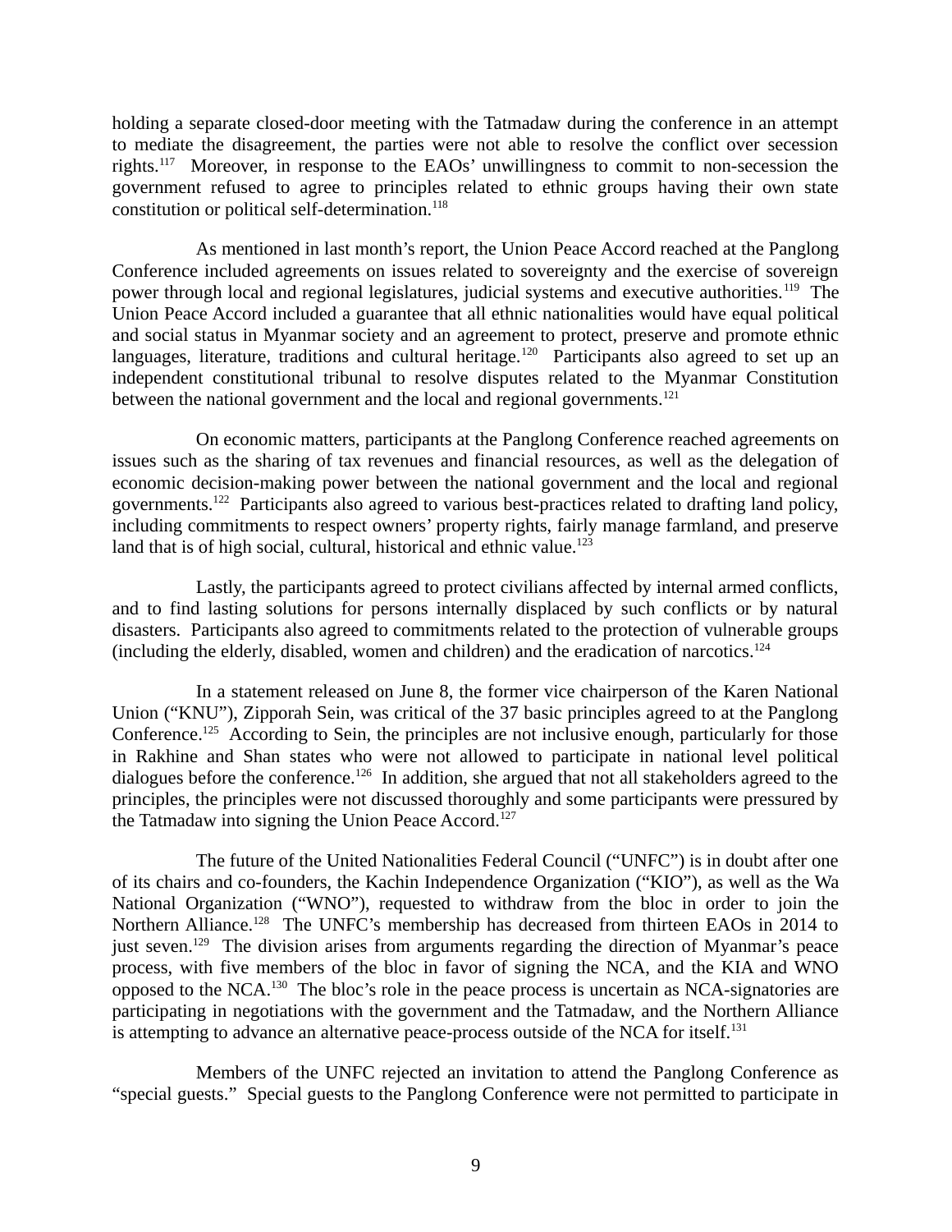holding a separate closed-door meeting with the Tatmadaw during the conference in an attempt to mediate the disagreement, the parties were not able to resolve the conflict over secession rights.[117] Moreover, in response to the EAOs' unwillingness to commit to non-secession the government refused to agree to principles related to ethnic groups having their own state constitution or political self-determination.[118]

As mentioned in last month's report, the Union Peace Accord reached at the Panglong Conference included agreements on issues related to sovereignty and the exercise of sovereign power through local and regional legislatures, judicial systems and executive authorities.[119] The Union Peace Accord included a guarantee that all ethnic nationalities would have equal political and social status in Myanmar society and an agreement to protect, preserve and promote ethnic languages, literature, traditions and cultural heritage.[120] Participants also agreed to set up an independent constitutional tribunal to resolve disputes related to the Myanmar Constitution between the national government and the local and regional governments.[121]

On economic matters, participants at the Panglong Conference reached agreements on issues such as the sharing of tax revenues and financial resources, as well as the delegation of economic decision-making power between the national government and the local and regional governments.[122] Participants also agreed to various best-practices related to drafting land policy, including commitments to respect owners' property rights, fairly manage farmland, and preserve land that is of high social, cultural, historical and ethnic value.[123]

Lastly, the participants agreed to protect civilians affected by internal armed conflicts, and to find lasting solutions for persons internally displaced by such conflicts or by natural disasters. Participants also agreed to commitments related to the protection of vulnerable groups (including the elderly, disabled, women and children) and the eradication of narcotics.[124]

In a statement released on June 8, the former vice chairperson of the Karen National Union ("KNU"), Zipporah Sein, was critical of the 37 basic principles agreed to at the Panglong Conference.[125] According to Sein, the principles are not inclusive enough, particularly for those in Rakhine and Shan states who were not allowed to participate in national level political dialogues before the conference.[126] In addition, she argued that not all stakeholders agreed to the principles, the principles were not discussed thoroughly and some participants were pressured by the Tatmadaw into signing the Union Peace Accord.[127]

The future of the United Nationalities Federal Council ("UNFC") is in doubt after one of its chairs and co-founders, the Kachin Independence Organization ("KIO"), as well as the Wa National Organization ("WNO"), requested to withdraw from the bloc in order to join the Northern Alliance.[128] The UNFC's membership has decreased from thirteen EAOs in 2014 to just seven.[129] The division arises from arguments regarding the direction of Myanmar's peace process, with five members of the bloc in favor of signing the NCA, and the KIA and WNO opposed to the NCA.[130] The bloc's role in the peace process is uncertain as NCA-signatories are participating in negotiations with the government and the Tatmadaw, and the Northern Alliance is attempting to advance an alternative peace-process outside of the NCA for itself.[131]

Members of the UNFC rejected an invitation to attend the Panglong Conference as "special guests." Special guests to the Panglong Conference were not permitted to participate in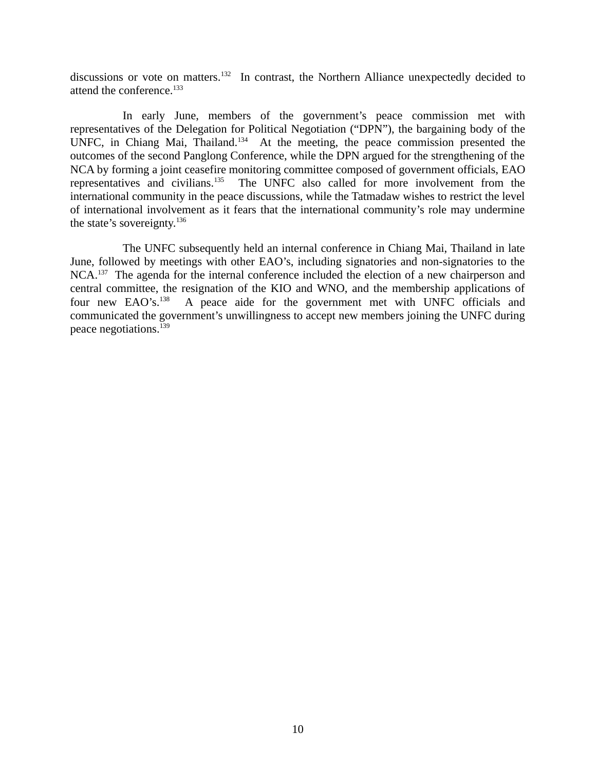discussions or vote on matters.[132] In contrast, the Northern Alliance unexpectedly decided to attend the conference.[133]

In early June, members of the government's peace commission met with representatives of the Delegation for Political Negotiation ("DPN"), the bargaining body of the UNFC, in Chiang Mai, Thailand.[134] At the meeting, the peace commission presented the outcomes of the second Panglong Conference, while the DPN argued for the strengthening of the NCA by forming a joint ceasefire monitoring committee composed of government officials, EAO representatives and civilians.[135] The UNFC also called for more involvement from the international community in the peace discussions, while the Tatmadaw wishes to restrict the level of international involvement as it fears that the international community's role may undermine the state's sovereignty.[136]

The UNFC subsequently held an internal conference in Chiang Mai, Thailand in late June, followed by meetings with other EAO's, including signatories and non-signatories to the NCA.[137] The agenda for the internal conference included the election of a new chairperson and central committee, the resignation of the KIO and WNO, and the membership applications of four new EAO's.[138] A peace aide for the government met with UNFC officials and communicated the government's unwillingness to accept new members joining the UNFC during peace negotiations.[139]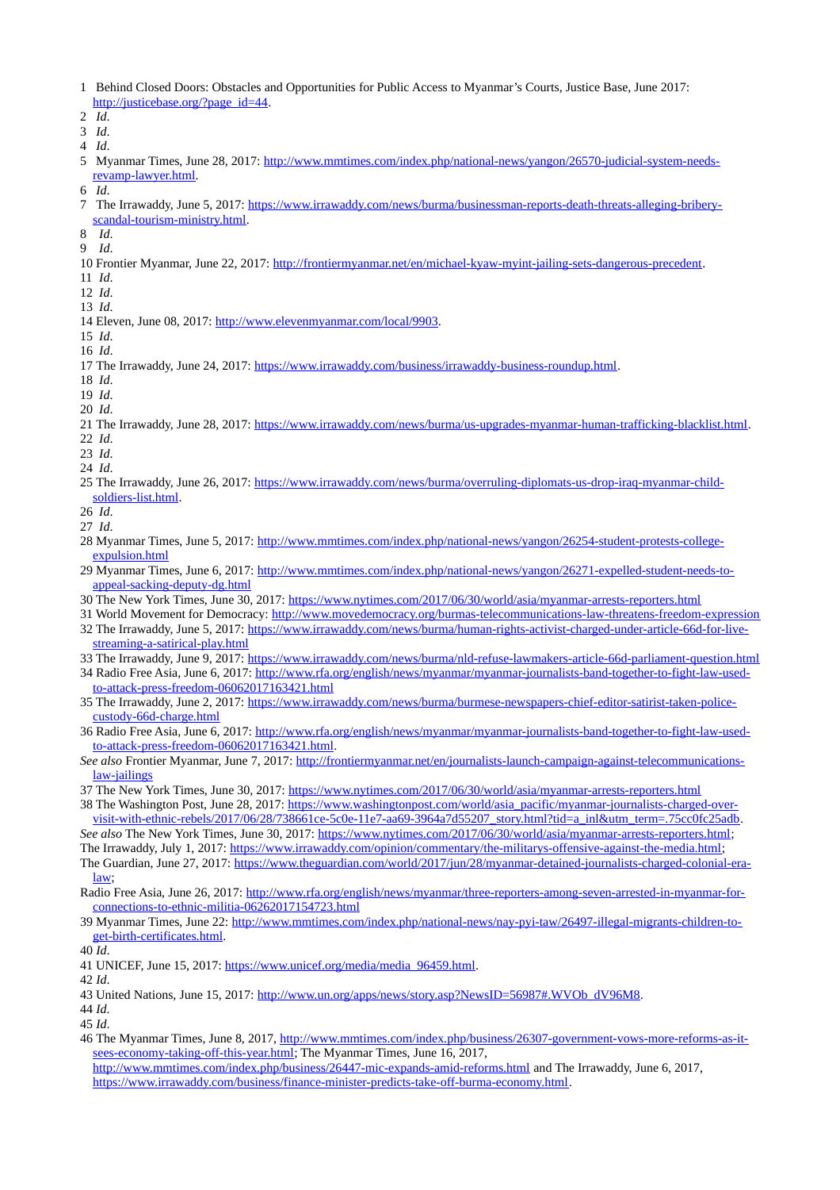1 Behind Closed Doors: Obstacles and Opportunities for Public Access to Myanmar's Courts, Justice Base, June 2017: http://justicebase.org/?page_id=44.

2 *Id*.

3 *Id*.

4 *Id*.

5 Myanmar Times, June 28, 2017: http://www.mmtimes.com/index.php/national-news/yangon/26570-judicial-system-needs-revamp-lawyer.html.

6 *Id*.

7 The Irrawaddy, June 5, 2017: https://www.irrawaddy.com/news/burma/businessman-reports-death-threats-alleging-bribery-scandal-tourism-ministry.html.

8 *Id*.

9 *Id*.

10 Frontier Myanmar, June 22, 2017: http://frontiermyanmar.net/en/michael-kyaw-myint-jailing-sets-dangerous-precedent.

11 *Id*.

12 *Id*.

13 *Id*.

14 Eleven, June 08, 2017: http://www.elevenmyanmar.com/local/9903.

15 *Id*.

16 *Id*.

17 The Irrawaddy, June 24, 2017: https://www.irrawaddy.com/business/irrawaddy-business-roundup.html.

18 *Id*.

19 *Id*.

20 *Id*.

21 The Irrawaddy, June 28, 2017: https://www.irrawaddy.com/news/burma/us-upgrades-myanmar-human-trafficking-blacklist.html.

22 *Id*.

23 *Id*.

24 *Id*.

25 The Irrawaddy, June 26, 2017: https://www.irrawaddy.com/news/burma/overruling-diplomats-us-drop-iraq-myanmar-child-soldiers-list.html.

26 *Id*.

27 *Id*.

28 Myanmar Times, June 5, 2017: http://www.mmtimes.com/index.php/national-news/yangon/26254-student-protests-college-expulsion.html

29 Myanmar Times, June 6, 2017: http://www.mmtimes.com/index.php/national-news/yangon/26271-expelled-student-needs-to-appeal-sacking-deputy-dg.html

30 The New York Times, June 30, 2017: https://www.nytimes.com/2017/06/30/world/asia/myanmar-arrests-reporters.html

31 World Movement for Democracy: http://www.movedemocracy.org/burmas-telecommunications-law-threatens-freedom-expression

32 The Irrawaddy, June 5, 2017: https://www.irrawaddy.com/news/burma/human-rights-activist-charged-under-article-66d-for-live-streaming-a-satirical-play.html

33 The Irrawaddy, June 9, 2017: https://www.irrawaddy.com/news/burma/nld-refuse-lawmakers-article-66d-parliament-question.html

34 Radio Free Asia, June 6, 2017: http://www.rfa.org/english/news/myanmar/myanmar-journalists-band-together-to-fight-law-used-to-attack-press-freedom-06062017163421.html

35 The Irrawaddy, June 2, 2017: https://www.irrawaddy.com/news/burma/burmese-newspapers-chief-editor-satirist-taken-police-custody-66d-charge.html

36 Radio Free Asia, June 6, 2017: http://www.rfa.org/english/news/myanmar/myanmar-journalists-band-together-to-fight-law-used-to-attack-press-freedom-06062017163421.html. *See also* Frontier Myanmar, June 7, 2017: http://frontiermyanmar.net/en/journalists-launch-campaign-against-telecommunications-law-jailings

37 The New York Times, June 30, 2017: https://www.nytimes.com/2017/06/30/world/asia/myanmar-arrests-reporters.html

38 The Washington Post, June 28, 2017: https://www.washingtonpost.com/world/asia_pacific/myanmar-journalists-charged-over-visit-with-ethnic-rebels/2017/06/28/738661ce-5c0e-11e7-aa69-3964a7d55207_story.html?tid=a_inl&utm_term=.75cc0fc25adb. *See also* The New York Times, June 30, 2017: https://www.nytimes.com/2017/06/30/world/asia/myanmar-arrests-reporters.html; The Irrawaddy, July 1, 2017: https://www.irrawaddy.com/opinion/commentary/the-militarys-offensive-against-the-media.html; The Guardian, June 27, 2017: https://www.theguardian.com/world/2017/jun/28/myanmar-detained-journalists-charged-colonial-era-law; Radio Free Asia, June 26, 2017: http://www.rfa.org/english/news/myanmar/three-reporters-among-seven-arrested-in-myanmar-for-connections-to-ethnic-militia-06262017154723.html

39 Myanmar Times, June 22: http://www.mmtimes.com/index.php/national-news/nay-pyi-taw/26497-illegal-migrants-children-to-get-birth-certificates.html.

40 *Id*.

41 UNICEF, June 15, 2017: https://www.unicef.org/media/media_96459.html.

42 *Id*.

43 United Nations, June 15, 2017: http://www.un.org/apps/news/story.asp?NewsID=56987#.WVOb_dV96M8.

44 *Id*.

45 *Id*.

46 The Myanmar Times, June 8, 2017, http://www.mmtimes.com/index.php/business/26307-government-vows-more-reforms-as-it-sees-economy-taking-off-this-year.html; The Myanmar Times, June 16, 2017, http://www.mmtimes.com/index.php/business/26447-mic-expands-amid-reforms.html and The Irrawaddy, June 6, 2017, https://www.irrawaddy.com/business/finance-minister-predicts-take-off-burma-economy.html.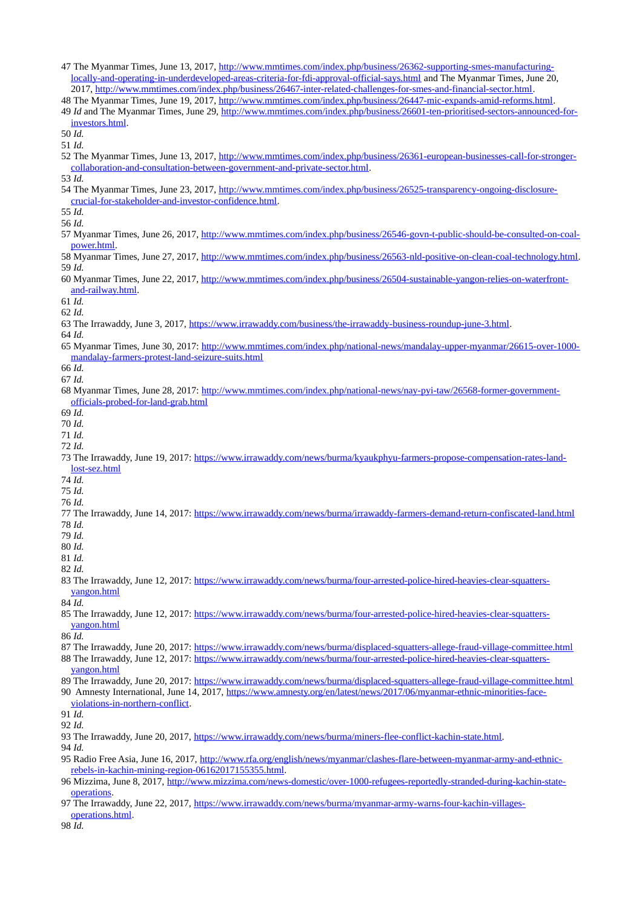47 The Myanmar Times, June 13, 2017, http://www.mmtimes.com/index.php/business/26362-supporting-smes-manufacturing-locally-and-operating-in-underdeveloped-areas-criteria-for-fdi-approval-official-says.html and The Myanmar Times, June 20, 2017, http://www.mmtimes.com/index.php/business/26467-inter-related-challenges-for-smes-and-financial-sector.html.

48 The Myanmar Times, June 19, 2017, http://www.mmtimes.com/index.php/business/26447-mic-expands-amid-reforms.html.

49 *Id* and The Myanmar Times, June 29, http://www.mmtimes.com/index.php/business/26601-ten-prioritised-sectors-announced-for-investors.html.

50 *Id.*

51 *Id.*

52 The Myanmar Times, June 13, 2017, http://www.mmtimes.com/index.php/business/26361-european-businesses-call-for-stronger-collaboration-and-consultation-between-government-and-private-sector.html.

53 *Id.*

54 The Myanmar Times, June 23, 2017, http://www.mmtimes.com/index.php/business/26525-transparency-ongoing-disclosure-crucial-for-stakeholder-and-investor-confidence.html.

55 *Id.*

56 *Id.*

57 Myanmar Times, June 26, 2017, http://www.mmtimes.com/index.php/business/26546-govn-t-public-should-be-consulted-on-coal-power.html.

58 Myanmar Times, June 27, 2017, http://www.mmtimes.com/index.php/business/26563-nld-positive-on-clean-coal-technology.html.

59 *Id.*

60 Myanmar Times, June 22, 2017, http://www.mmtimes.com/index.php/business/26504-sustainable-yangon-relies-on-waterfront-and-railway.html.

61 *Id.*

62 *Id.*

63 The Irrawaddy, June 3, 2017, https://www.irrawaddy.com/business/the-irrawaddy-business-roundup-june-3.html.

64 *Id.*

65 Myanmar Times, June 30, 2017: http://www.mmtimes.com/index.php/national-news/mandalay-upper-myanmar/26615-over-1000-mandalay-farmers-protest-land-seizure-suits.html

66 *Id.*

67 *Id.*

68 Myanmar Times, June 28, 2017: http://www.mmtimes.com/index.php/national-news/nay-pyi-taw/26568-former-government-officials-probed-for-land-grab.html

69 *Id.*

70 *Id.*

71 *Id.*

72 *Id.*

73 The Irrawaddy, June 19, 2017: https://www.irrawaddy.com/news/burma/kyaukphyu-farmers-propose-compensation-rates-land-lost-sez.html

74 *Id.*

75 *Id.*

76 *Id.*

77 The Irrawaddy, June 14, 2017: https://www.irrawaddy.com/news/burma/irrawaddy-farmers-demand-return-confiscated-land.html

78 *Id.*

79 *Id.*

80 *Id.*

81 *Id.*

82 *Id.*

83 The Irrawaddy, June 12, 2017: https://www.irrawaddy.com/news/burma/four-arrested-police-hired-heavies-clear-squatters-yangon.html

84 *Id.*

85 The Irrawaddy, June 12, 2017: https://www.irrawaddy.com/news/burma/four-arrested-police-hired-heavies-clear-squatters-yangon.html

86 *Id.*

87 The Irrawaddy, June 20, 2017: https://www.irrawaddy.com/news/burma/displaced-squatters-allege-fraud-village-committee.html

88 The Irrawaddy, June 12, 2017: https://www.irrawaddy.com/news/burma/four-arrested-police-hired-heavies-clear-squatters-yangon.html

89 The Irrawaddy, June 20, 2017: https://www.irrawaddy.com/news/burma/displaced-squatters-allege-fraud-village-committee.html

90 Amnesty International, June 14, 2017, https://www.amnesty.org/en/latest/news/2017/06/myanmar-ethnic-minorities-face-violations-in-northern-conflict.

91 *Id.*

92 *Id.*

93 The Irrawaddy, June 20, 2017, https://www.irrawaddy.com/news/burma/miners-flee-conflict-kachin-state.html.

94 *Id.*

95 Radio Free Asia, June 16, 2017, http://www.rfa.org/english/news/myanmar/clashes-flare-between-myanmar-army-and-ethnic-rebels-in-kachin-mining-region-06162017155355.html.

96 Mizzima, June 8, 2017, http://www.mizzima.com/news-domestic/over-1000-refugees-reportedly-stranded-during-kachin-state-operations.

97 The Irrawaddy, June 22, 2017, https://www.irrawaddy.com/news/burma/myanmar-army-warns-four-kachin-villages-operations.html.

98 *Id.*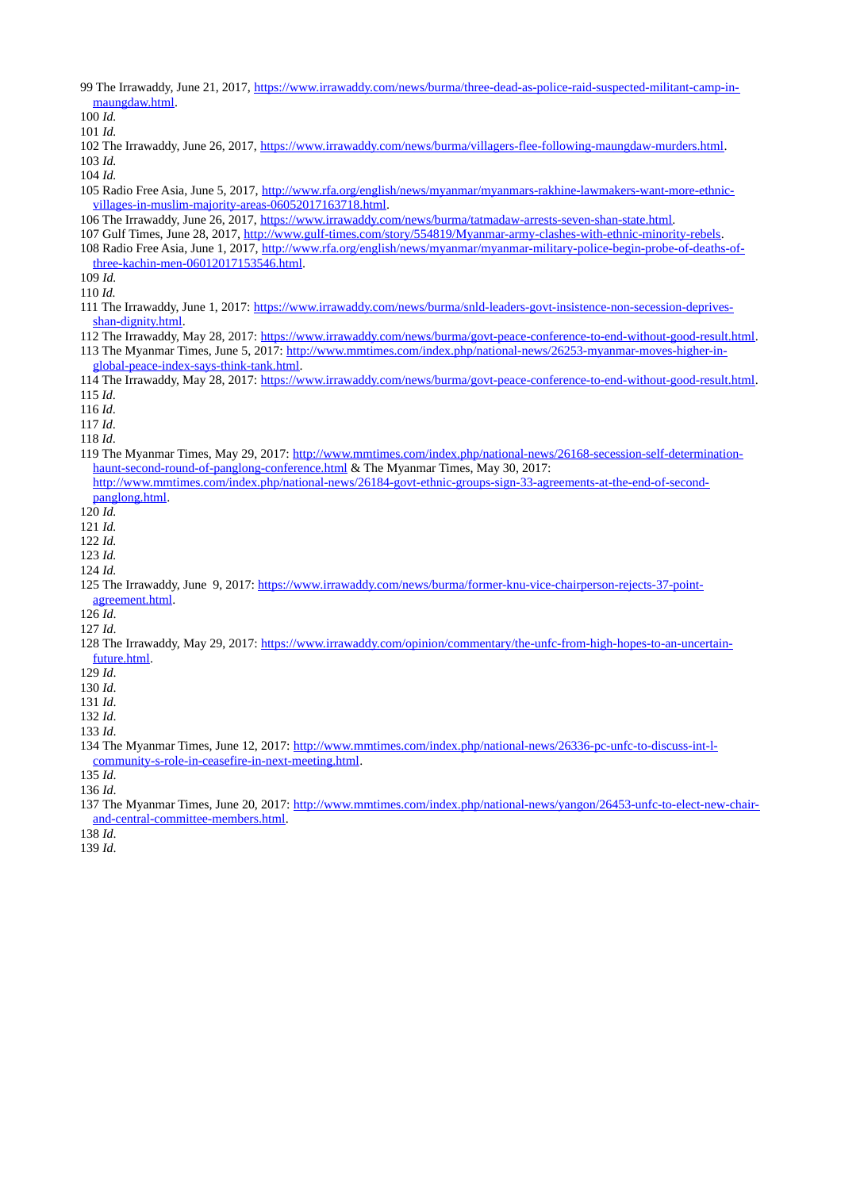99 The Irrawaddy, June 21, 2017, https://www.irrawaddy.com/news/burma/three-dead-as-police-raid-suspected-militant-camp-in-maungdaw.html.

100 *Id.*

101 *Id.*

102 The Irrawaddy, June 26, 2017, https://www.irrawaddy.com/news/burma/villagers-flee-following-maungdaw-murders.html.

103 *Id.*

104 *Id.*

105 Radio Free Asia, June 5, 2017, http://www.rfa.org/english/news/myanmar/myanmars-rakhine-lawmakers-want-more-ethnic-villages-in-muslim-majority-areas-06052017163718.html.

106 The Irrawaddy, June 26, 2017, https://www.irrawaddy.com/news/burma/tatmadaw-arrests-seven-shan-state.html.

107 Gulf Times, June 28, 2017, http://www.gulf-times.com/story/554819/Myanmar-army-clashes-with-ethnic-minority-rebels.

108 Radio Free Asia, June 1, 2017, http://www.rfa.org/english/news/myanmar/myanmar-military-police-begin-probe-of-deaths-of-three-kachin-men-06012017153546.html.

109 *Id.*

110 *Id.*

111 The Irrawaddy, June 1, 2017: https://www.irrawaddy.com/news/burma/snld-leaders-govt-insistence-non-secession-deprives-shan-dignity.html.

112 The Irrawaddy, May 28, 2017: https://www.irrawaddy.com/news/burma/govt-peace-conference-to-end-without-good-result.html.

113 The Myanmar Times, June 5, 2017: http://www.mmtimes.com/index.php/national-news/26253-myanmar-moves-higher-in-global-peace-index-says-think-tank.html.

114 The Irrawaddy, May 28, 2017: https://www.irrawaddy.com/news/burma/govt-peace-conference-to-end-without-good-result.html.

115 *Id*.

116 *Id*.

117 *Id*.

118 *Id*.

119 The Myanmar Times, May 29, 2017: http://www.mmtimes.com/index.php/national-news/26168-secession-self-determination-haunt-second-round-of-panglong-conference.html & The Myanmar Times, May 30, 2017: http://www.mmtimes.com/index.php/national-news/26184-govt-ethnic-groups-sign-33-agreements-at-the-end-of-second-panglong.html.

120 *Id.*

121 *Id.*

122 *Id.*

123 *Id.*

124 *Id.*

125 The Irrawaddy, June 9, 2017: https://www.irrawaddy.com/news/burma/former-knu-vice-chairperson-rejects-37-point-agreement.html.

126 *Id*.

127 *Id*.

128 The Irrawaddy, May 29, 2017: https://www.irrawaddy.com/opinion/commentary/the-unfc-from-high-hopes-to-an-uncertain-future.html.

129 *Id*.

130 *Id*.

131 *Id*.

132 *Id*.

133 *Id*.

134 The Myanmar Times, June 12, 2017: http://www.mmtimes.com/index.php/national-news/26336-pc-unfc-to-discuss-int-l-community-s-role-in-ceasefire-in-next-meeting.html.

135 *Id*.

136 *Id*.

137 The Myanmar Times, June 20, 2017: http://www.mmtimes.com/index.php/national-news/yangon/26453-unfc-to-elect-new-chair-and-central-committee-members.html.

138 *Id*.

139 *Id*.